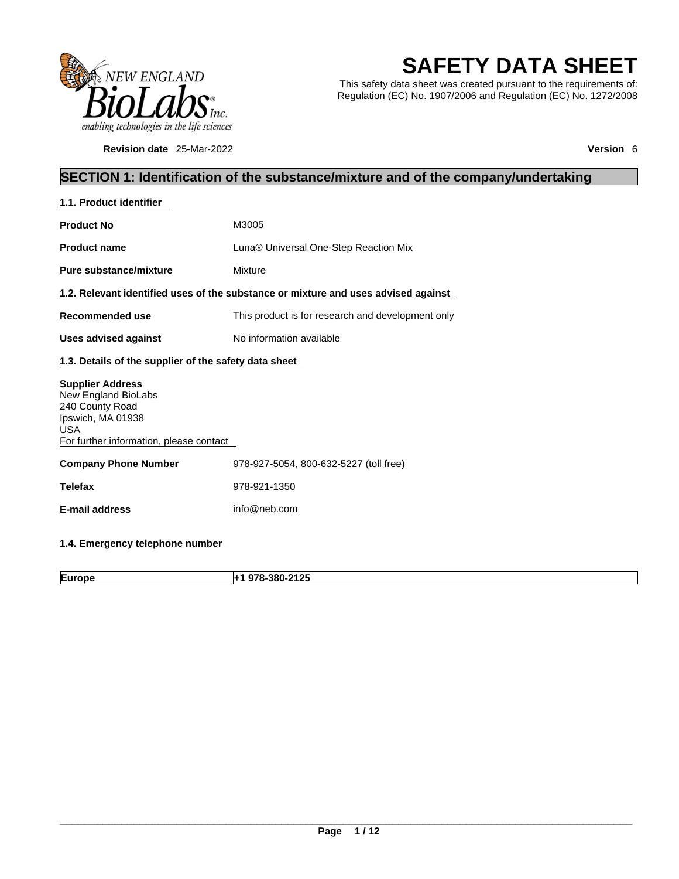NEW ENGLAND BioLabs® Inc.
enabling technologies in the life sciences

# SAFETY DATA SHEET

This safety data sheet was created pursuant to the requirements of: Regulation (EC) No. 1907/2006 and Regulation (EC) No. 1272/2008

**Revision date** 25-Mar-2022 **Version** 6

## SECTION 1: Identification of the substance/mixture and of the company/undertaking

### 1.1. Product identifier

**Product No** M3005

**Product name** Luna® Universal One-Step Reaction Mix

**Pure substance/mixture** Mixture

### 1.2. Relevant identified uses of the substance or mixture and uses advised against

**Recommended use** This product is for research and development only

**Uses advised against** No information available

### 1.3. Details of the supplier of the safety data sheet

**Supplier Address**
New England BioLabs
240 County Road
Ipswich, MA 01938
USA
For further information, please contact

**Company Phone Number** 978-927-5054, 800-632-5227 (toll free)

**Telefax** 978-921-1350

**E-mail address** info@neb.com

### 1.4. Emergency telephone number

| **Europe** | **+1 978-380-2125** |
|---|---|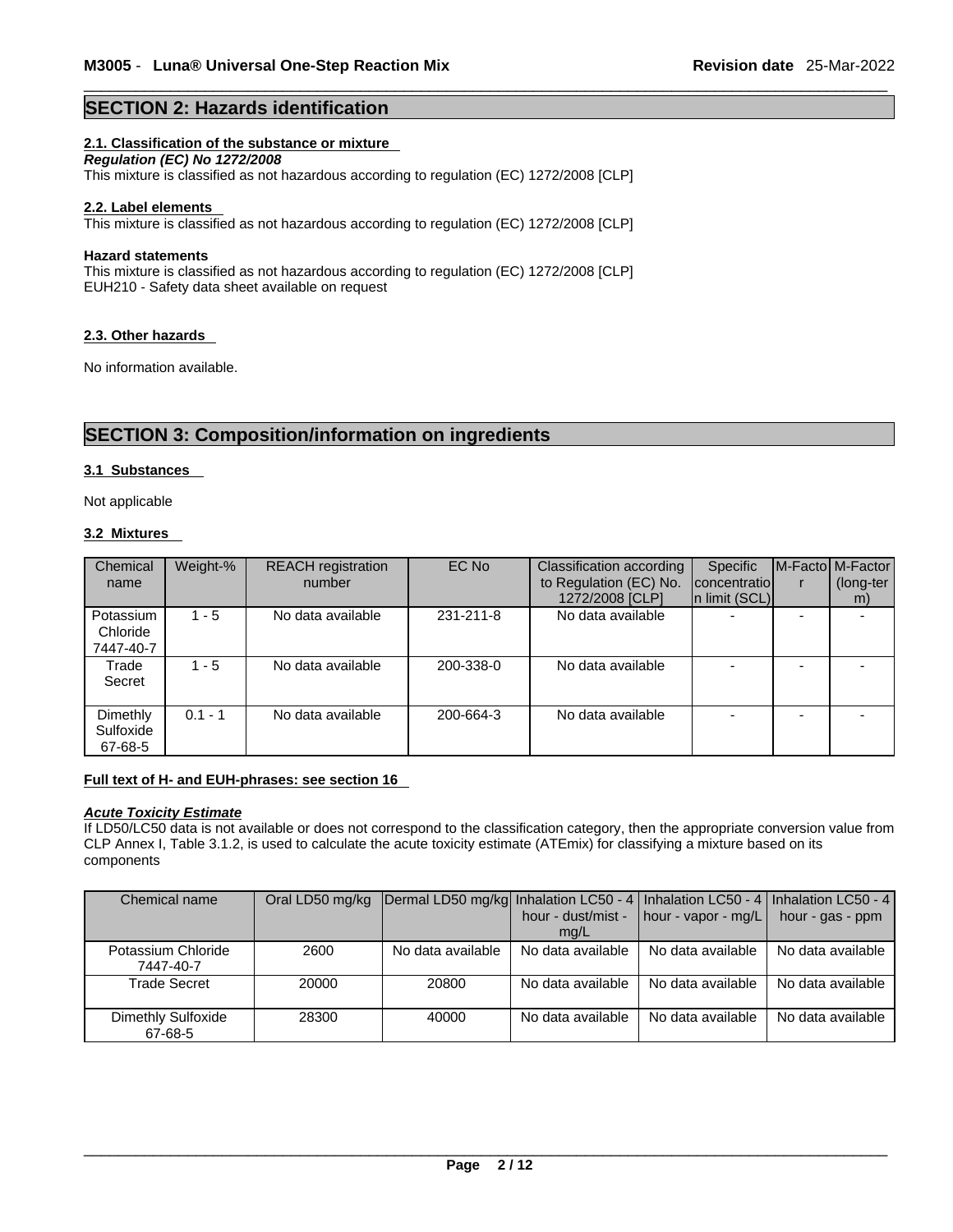## SECTION 2: Hazards identification

### 2.1. Classification of the substance or mixture

***Regulation (EC) No 1272/2008***

This mixture is classified as not hazardous according to regulation (EC) 1272/2008 [CLP]

### 2.2. Label elements

This mixture is classified as not hazardous according to regulation (EC) 1272/2008 [CLP]

**Hazard statements**

This mixture is classified as not hazardous according to regulation (EC) 1272/2008 [CLP]
EUH210 - Safety data sheet available on request

### 2.3. Other hazards

No information available.

## SECTION 3: Composition/information on ingredients

### 3.1 Substances

Not applicable

### 3.2 Mixtures

| Chemical name | Weight-% | REACH registration number | EC No | Classification according to Regulation (EC) No. 1272/2008 [CLP] | Specific concentration limit (SCL) | M-Factor | M-Factor (long-term) |
|---|---|---|---|---|---|---|---|
| Potassium Chloride 7447-40-7 | 1 - 5 | No data available | 231-211-8 | No data available | - | - | - |
| Trade Secret | 1 - 5 | No data available | 200-338-0 | No data available | - | - | - |
| Dimethly Sulfoxide 67-68-5 | 0.1 - 1 | No data available | 200-664-3 | No data available | - | - | - |

**Full text of H- and EUH-phrases: see section 16**

***Acute Toxicity Estimate***

If LD50/LC50 data is not available or does not correspond to the classification category, then the appropriate conversion value from CLP Annex I, Table 3.1.2, is used to calculate the acute toxicity estimate (ATEmix) for classifying a mixture based on its components

| Chemical name | Oral LD50 mg/kg | Dermal LD50 mg/kg | Inhalation LC50 - 4 hour - dust/mist - mg/L | Inhalation LC50 - 4 hour - vapor - mg/L | Inhalation LC50 - 4 hour - gas - ppm |
|---|---|---|---|---|---|
| Potassium Chloride 7447-40-7 | 2600 | No data available | No data available | No data available | No data available |
| Trade Secret | 20000 | 20800 | No data available | No data available | No data available |
| Dimethly Sulfoxide 67-68-5 | 28300 | 40000 | No data available | No data available | No data available |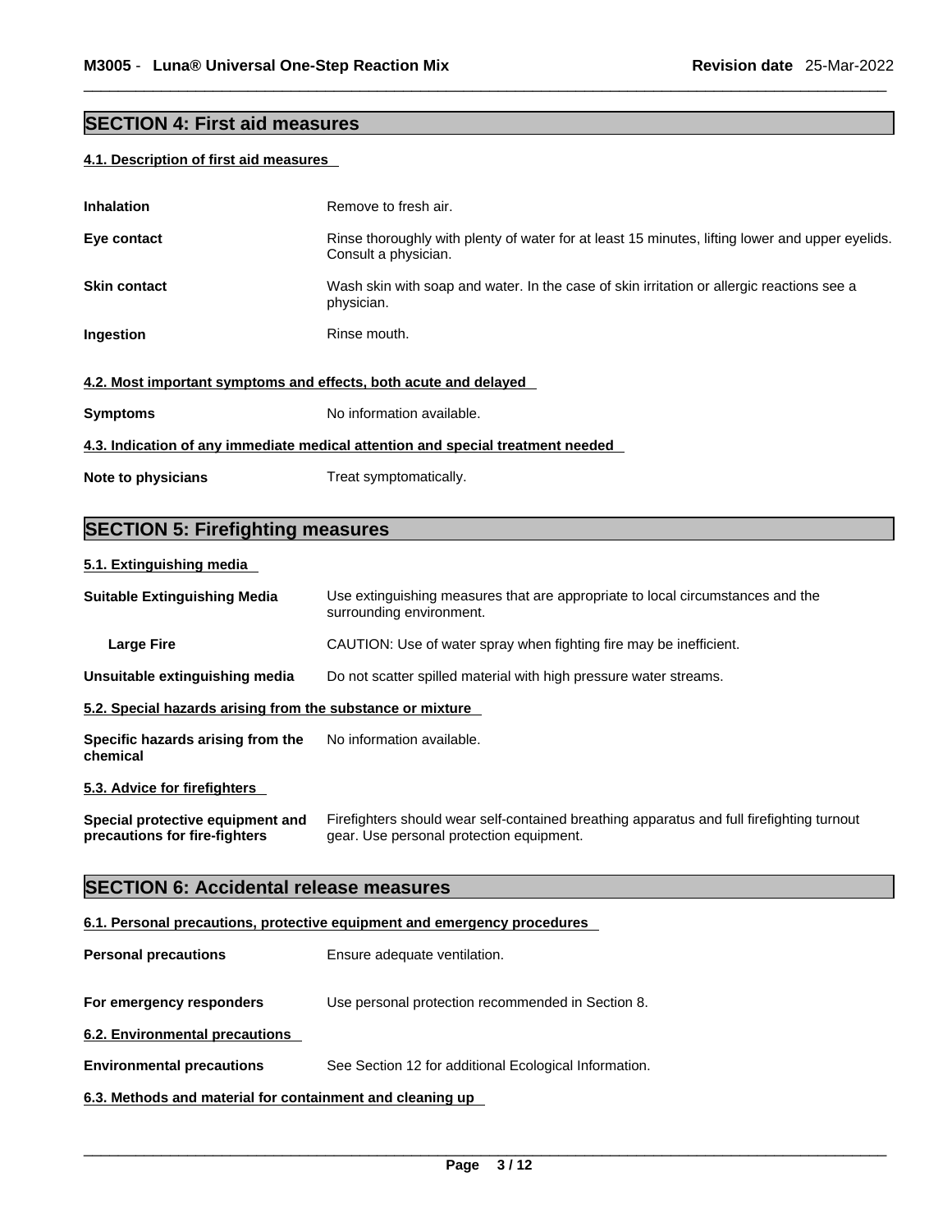## SECTION 4: First aid measures

### 4.1. Description of first aid measures

| | |
|---|---|
| **Inhalation** | Remove to fresh air. |
| **Eye contact** | Rinse thoroughly with plenty of water for at least 15 minutes, lifting lower and upper eyelids. Consult a physician. |
| **Skin contact** | Wash skin with soap and water. In the case of skin irritation or allergic reactions see a physician. |
| **Ingestion** | Rinse mouth. |

### 4.2. Most important symptoms and effects, both acute and delayed

| | |
|---|---|
| **Symptoms** | No information available. |

### 4.3. Indication of any immediate medical attention and special treatment needed

| | |
|---|---|
| **Note to physicians** | Treat symptomatically. |

## SECTION 5: Firefighting measures

### 5.1. Extinguishing media

| | |
|---|---|
| **Suitable Extinguishing Media** | Use extinguishing measures that are appropriate to local circumstances and the surrounding environment. |
| **Large Fire** | CAUTION: Use of water spray when fighting fire may be inefficient. |
| **Unsuitable extinguishing media** | Do not scatter spilled material with high pressure water streams. |

### 5.2. Special hazards arising from the substance or mixture

| | |
|---|---|
| **Specific hazards arising from the chemical** | No information available. |

### 5.3. Advice for firefighters

| | |
|---|---|
| **Special protective equipment and precautions for fire-fighters** | Firefighters should wear self-contained breathing apparatus and full firefighting turnout gear. Use personal protection equipment. |

## SECTION 6: Accidental release measures

### 6.1. Personal precautions, protective equipment and emergency procedures

| | |
|---|---|
| **Personal precautions** | Ensure adequate ventilation. |
| **For emergency responders** | Use personal protection recommended in Section 8. |

### 6.2. Environmental precautions

| | |
|---|---|
| **Environmental precautions** | See Section 12 for additional Ecological Information. |

### 6.3. Methods and material for containment and cleaning up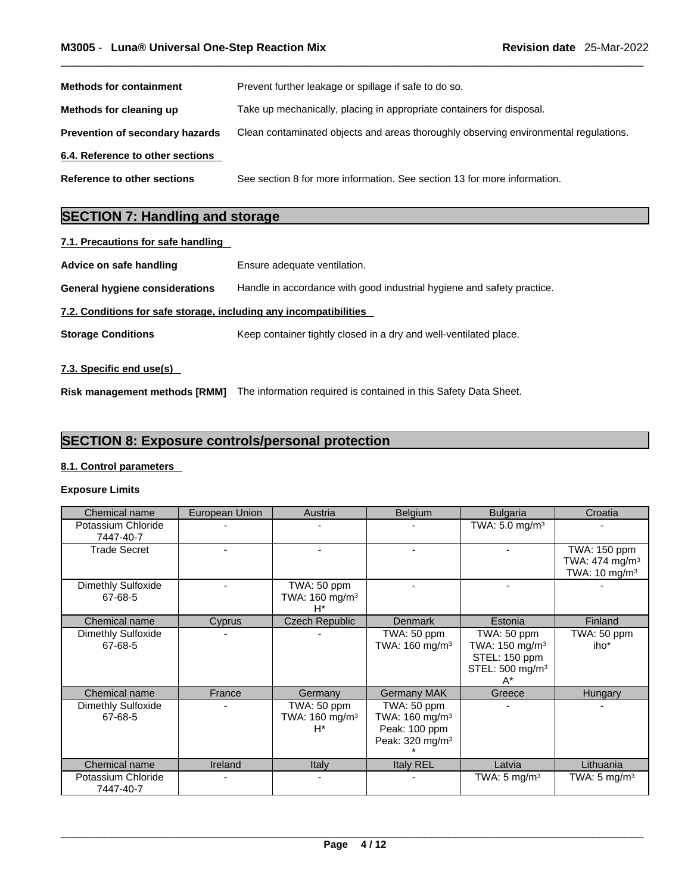**Methods for containment** Prevent further leakage or spillage if safe to do so.

**Methods for cleaning up** Take up mechanically, placing in appropriate containers for disposal.

**Prevention of secondary hazards** Clean contaminated objects and areas thoroughly observing environmental regulations.

**6.4. Reference to other sections**

**Reference to other sections** See section 8 for more information. See section 13 for more information.

## SECTION 7: Handling and storage

**7.1. Precautions for safe handling**

**Advice on safe handling** Ensure adequate ventilation.

**General hygiene considerations** Handle in accordance with good industrial hygiene and safety practice.

**7.2. Conditions for safe storage, including any incompatibilities**

**Storage Conditions** Keep container tightly closed in a dry and well-ventilated place.

**7.3. Specific end use(s)**

**Risk management methods [RMM]** The information required is contained in this Safety Data Sheet.

## SECTION 8: Exposure controls/personal protection

**8.1. Control parameters**

**Exposure Limits**

| Chemical name | European Union | Austria | Belgium | Bulgaria | Croatia |
|---|---|---|---|---|---|
| Potassium Chloride 7447-40-7 | - | - | - | TWA: 5.0 mg/m³ | - |
| Trade Secret | - | - | - | - | TWA: 150 ppm TWA: 474 mg/m³ TWA: 10 mg/m³ |
| Dimethly Sulfoxide 67-68-5 | - | TWA: 50 ppm TWA: 160 mg/m³ H* | - | - | - |
| **Chemical name** | **Cyprus** | **Czech Republic** | **Denmark** | **Estonia** | **Finland** |
| Dimethly Sulfoxide 67-68-5 | - | - | TWA: 50 ppm TWA: 160 mg/m³ | TWA: 50 ppm TWA: 150 mg/m³ STEL: 150 ppm STEL: 500 mg/m³ A* | TWA: 50 ppm iho* |
| **Chemical name** | **France** | **Germany** | **Germany MAK** | **Greece** | **Hungary** |
| Dimethly Sulfoxide 67-68-5 | - | TWA: 50 ppm TWA: 160 mg/m³ H* | TWA: 50 ppm TWA: 160 mg/m³ Peak: 100 ppm Peak: 320 mg/m³ * | - | - |
| **Chemical name** | **Ireland** | **Italy** | **Italy REL** | **Latvia** | **Lithuania** |
| Potassium Chloride 7447-40-7 | - | - | - | TWA: 5 mg/m³ | TWA: 5 mg/m³ |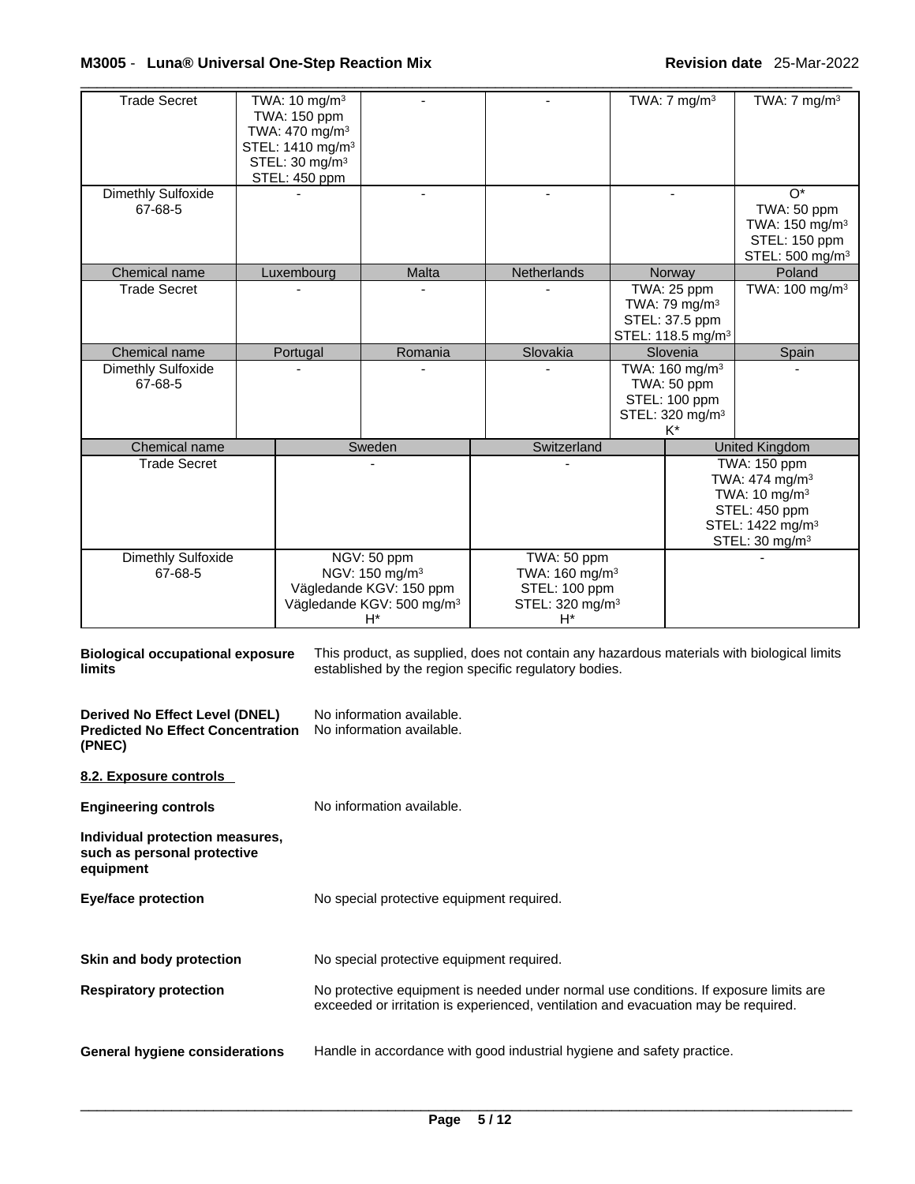| Trade Secret | TWA: 10 mg/m³<br>TWA: 150 ppm<br>TWA: 470 mg/m³<br>STEL: 1410 mg/m³<br>STEL: 30 mg/m³<br>STEL: 450 ppm | - | - | TWA: 7 mg/m³ | TWA: 7 mg/m³ |
|---|---|---|---|---|---|
| Dimethly Sulfoxide<br>67-68-5 | - | - | - | - | O*<br>TWA: 50 ppm<br>TWA: 150 mg/m³<br>STEL: 150 ppm<br>STEL: 500 mg/m³ |
| **Chemical name** | **Luxembourg** | **Malta** | **Netherlands** | **Norway** | **Poland** |
| Trade Secret | - | - | - | TWA: 25 ppm<br>TWA: 79 mg/m³<br>STEL: 37.5 ppm<br>STEL: 118.5 mg/m³ | TWA: 100 mg/m³ |
| **Chemical name** | **Portugal** | **Romania** | **Slovakia** | **Slovenia** | **Spain** |
| Dimethly Sulfoxide<br>67-68-5 | - | - | - | TWA: 160 mg/m³<br>TWA: 50 ppm<br>STEL: 100 ppm<br>STEL: 320 mg/m³<br>K* | - |

| Chemical name | Sweden | Switzerland | United Kingdom |
|---|---|---|---|
| Trade Secret | - | - | TWA: 150 ppm<br>TWA: 474 mg/m³<br>TWA: 10 mg/m³<br>STEL: 450 ppm<br>STEL: 1422 mg/m³<br>STEL: 30 mg/m³ |
| Dimethly Sulfoxide<br>67-68-5 | NGV: 50 ppm<br>NGV: 150 mg/m³<br>Vägledande KGV: 150 ppm<br>Vägledande KGV: 500 mg/m³<br>H* | TWA: 50 ppm<br>TWA: 160 mg/m³<br>STEL: 100 ppm<br>STEL: 320 mg/m³<br>H* | - |

**Biological occupational exposure limits** This product, as supplied, does not contain any hazardous materials with biological limits established by the region specific regulatory bodies.

**Derived No Effect Level (DNEL)** No information available.

**Predicted No Effect Concentration (PNEC)** No information available.

**8.2. Exposure controls**

**Engineering controls** No information available.

**Individual protection measures, such as personal protective equipment**

**Eye/face protection** No special protective equipment required.

**Skin and body protection** No special protective equipment required.

**Respiratory protection** No protective equipment is needed under normal use conditions. If exposure limits are exceeded or irritation is experienced, ventilation and evacuation may be required.

**General hygiene considerations** Handle in accordance with good industrial hygiene and safety practice.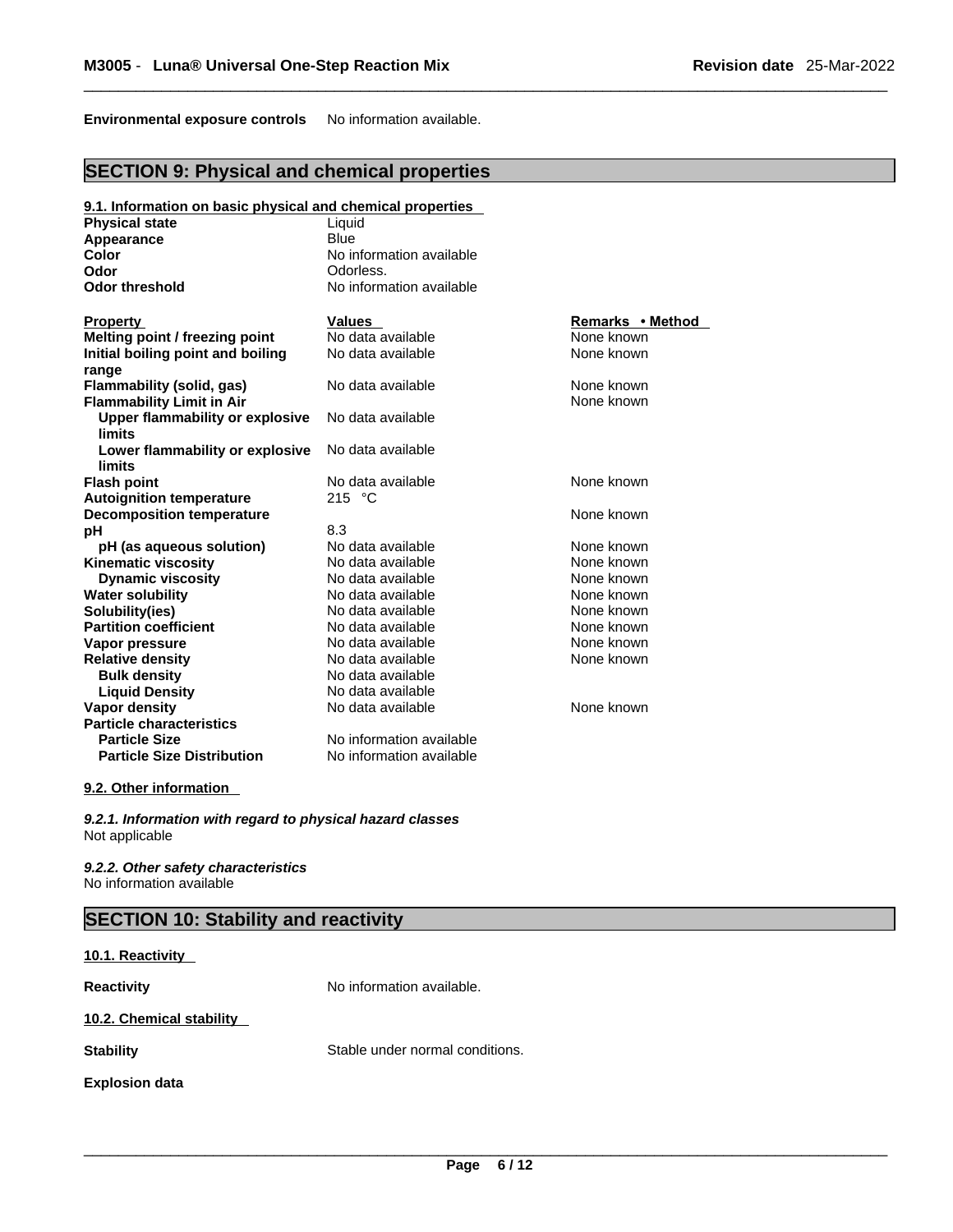**Environmental exposure controls** No information available.

## SECTION 9: Physical and chemical properties

### 9.1. Information on basic physical and chemical properties

| | |
|---|---|
| **Physical state** | Liquid |
| **Appearance** | Blue |
| **Color** | No information available |
| **Odor** | Odorless. |
| **Odor threshold** | No information available |

| Property | Values | Remarks • Method |
|---|---|---|
| **Melting point / freezing point** | No data available | None known |
| **Initial boiling point and boiling range** | No data available | None known |
| **Flammability (solid, gas)** | No data available | None known |
| **Flammability Limit in Air** | | None known |
| **Upper flammability or explosive limits** | No data available | |
| **Lower flammability or explosive limits** | No data available | |
| **Flash point** | No data available | None known |
| **Autoignition temperature** | 215 °C | |
| **Decomposition temperature** | | None known |
| **pH** | 8.3 | |
| **pH (as aqueous solution)** | No data available | None known |
| **Kinematic viscosity** | No data available | None known |
| **Dynamic viscosity** | No data available | None known |
| **Water solubility** | No data available | None known |
| **Solubility(ies)** | No data available | None known |
| **Partition coefficient** | No data available | None known |
| **Vapor pressure** | No data available | None known |
| **Relative density** | No data available | None known |
| **Bulk density** | No data available | |
| **Liquid Density** | No data available | |
| **Vapor density** | No data available | None known |
| **Particle characteristics** | | |
| **Particle Size** | No information available | |
| **Particle Size Distribution** | No information available | |

### 9.2. Other information

*9.2.1. Information with regard to physical hazard classes*
Not applicable

*9.2.2. Other safety characteristics*
No information available

## SECTION 10: Stability and reactivity

### 10.1. Reactivity

**Reactivity** No information available.

### 10.2. Chemical stability

**Stability** Stable under normal conditions.

**Explosion data**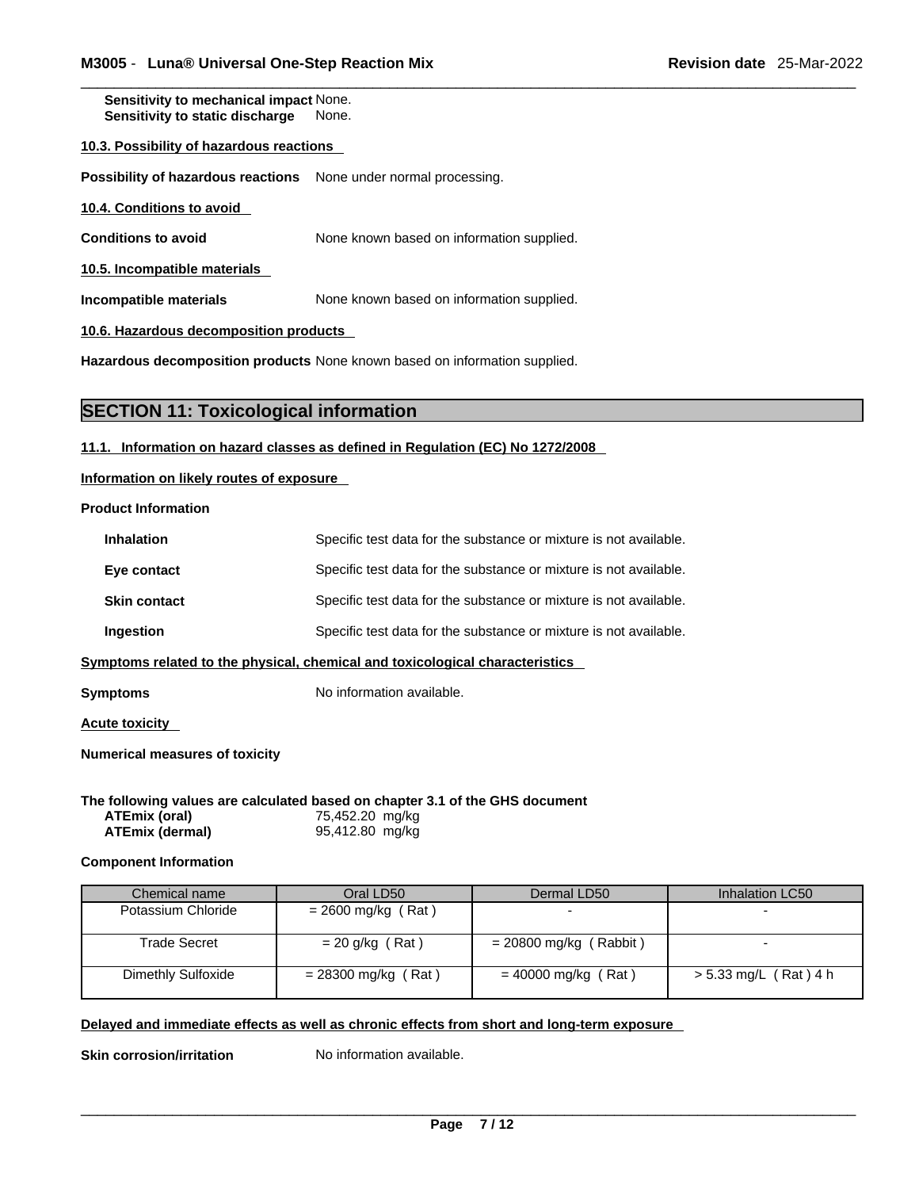**Sensitivity to mechanical impact** None.
**Sensitivity to static discharge** None.

**10.3. Possibility of hazardous reactions**

**Possibility of hazardous reactions** None under normal processing.

**10.4. Conditions to avoid**

**Conditions to avoid** None known based on information supplied.

**10.5. Incompatible materials**

**Incompatible materials** None known based on information supplied.

**10.6. Hazardous decomposition products**

**Hazardous decomposition products** None known based on information supplied.

## SECTION 11: Toxicological information

**11.1. Information on hazard classes as defined in Regulation (EC) No 1272/2008**

**Information on likely routes of exposure**

**Product Information**

**Inhalation** Specific test data for the substance or mixture is not available.

**Eye contact** Specific test data for the substance or mixture is not available.

**Skin contact** Specific test data for the substance or mixture is not available.

**Ingestion** Specific test data for the substance or mixture is not available.

**Symptoms related to the physical, chemical and toxicological characteristics**

**Symptoms** No information available.

**Acute toxicity**

**Numerical measures of toxicity**

**The following values are calculated based on chapter 3.1 of the GHS document**
**ATEmix (oral)** 75,452.20 mg/kg
**ATEmix (dermal)** 95,412.80 mg/kg

**Component Information**

| Chemical name | Oral LD50 | Dermal LD50 | Inhalation LC50 |
|---|---|---|---|
| Potassium Chloride | = 2600 mg/kg ( Rat ) | - | - |
| Trade Secret | = 20 g/kg ( Rat ) | = 20800 mg/kg ( Rabbit ) | - |
| Dimethly Sulfoxide | = 28300 mg/kg ( Rat ) | = 40000 mg/kg ( Rat ) | > 5.33 mg/L ( Rat ) 4 h |

**Delayed and immediate effects as well as chronic effects from short and long-term exposure**

**Skin corrosion/irritation** No information available.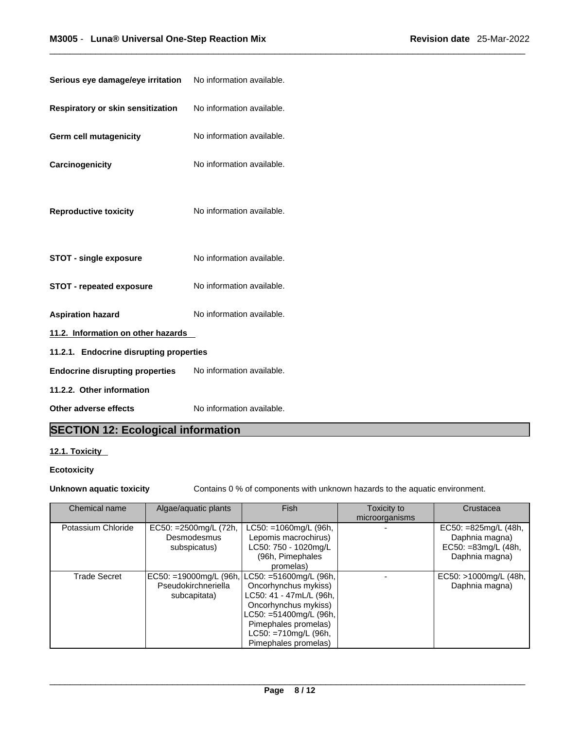**Serious eye damage/eye irritation** No information available.

**Respiratory or skin sensitization** No information available.

**Germ cell mutagenicity** No information available.

**Carcinogenicity** No information available.

**Reproductive toxicity** No information available.

**STOT - single exposure** No information available.

**STOT - repeated exposure** No information available.

**Aspiration hazard** No information available.

### 11.2. Information on other hazards

#### 11.2.1. Endocrine disrupting properties

**Endocrine disrupting properties** No information available.

#### 11.2.2. Other information

**Other adverse effects** No information available.

## SECTION 12: Ecological information

### 12.1. Toxicity

**Ecotoxicity**

**Unknown aquatic toxicity** Contains 0 % of components with unknown hazards to the aquatic environment.

| Chemical name | Algae/aquatic plants | Fish | Toxicity to microorganisms | Crustacea |
|---|---|---|---|---|
| Potassium Chloride | EC50: =2500mg/L (72h, Desmodesmus subspicatus) | LC50: =1060mg/L (96h, Lepomis macrochirus) LC50: 750 - 1020mg/L (96h, Pimephales promelas) | - | EC50: =825mg/L (48h, Daphnia magna) EC50: =83mg/L (48h, Daphnia magna) |
| Trade Secret | EC50: =19000mg/L (96h, Pseudokirchneriella subcapitata) | LC50: =51600mg/L (96h, Oncorhynchus mykiss) LC50: 41 - 47mL/L (96h, Oncorhynchus mykiss) LC50: =51400mg/L (96h, Pimephales promelas) LC50: =710mg/L (96h, Pimephales promelas) | - | EC50: >1000mg/L (48h, Daphnia magna) |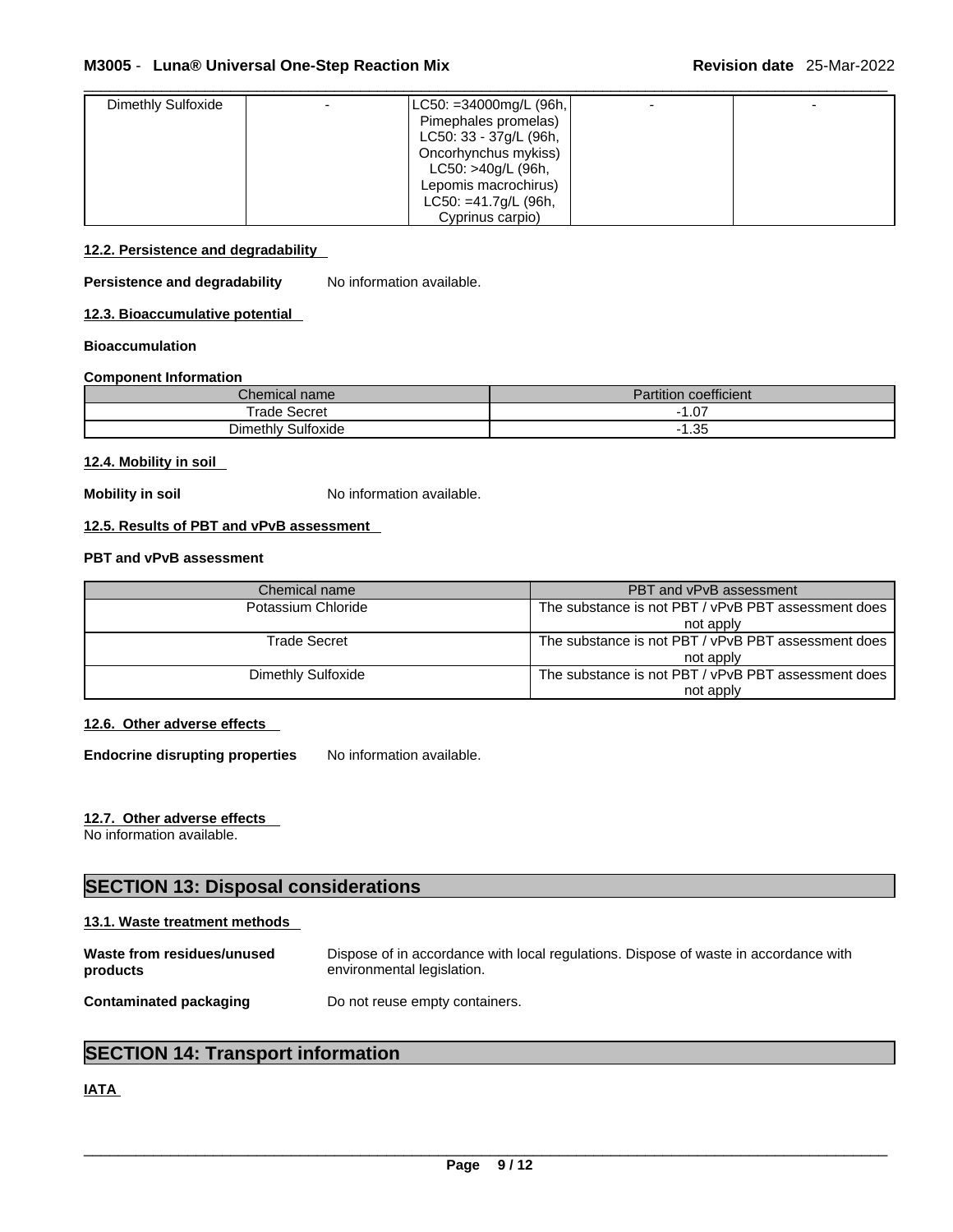| Dimethly Sulfoxide | - | LC50: =34000mg/L (96h, Pimephales promelas) LC50: 33 - 37g/L (96h, Oncorhynchus mykiss) LC50: >40g/L (96h, Lepomis macrochirus) LC50: =41.7g/L (96h, Cyprinus carpio) | - | - |
|---|---|---|---|---|

### 12.2. Persistence and degradability

**Persistence and degradability** No information available.

### 12.3. Bioaccumulative potential

**Bioaccumulation**

**Component Information**

| Chemical name | Partition coefficient |
|---|---|
| Trade Secret | -1.07 |
| Dimethly Sulfoxide | -1.35 |

### 12.4. Mobility in soil

**Mobility in soil** No information available.

### 12.5. Results of PBT and vPvB assessment

**PBT and vPvB assessment**

| Chemical name | PBT and vPvB assessment |
|---|---|
| Potassium Chloride | The substance is not PBT / vPvB PBT assessment does not apply |
| Trade Secret | The substance is not PBT / vPvB PBT assessment does not apply |
| Dimethly Sulfoxide | The substance is not PBT / vPvB PBT assessment does not apply |

### 12.6. Other adverse effects

**Endocrine disrupting properties** No information available.

### 12.7. Other adverse effects

No information available.

## SECTION 13: Disposal considerations

### 13.1. Waste treatment methods

**Waste from residues/unused products** Dispose of in accordance with local regulations. Dispose of waste in accordance with environmental legislation.

**Contaminated packaging** Do not reuse empty containers.

## SECTION 14: Transport information

### IATA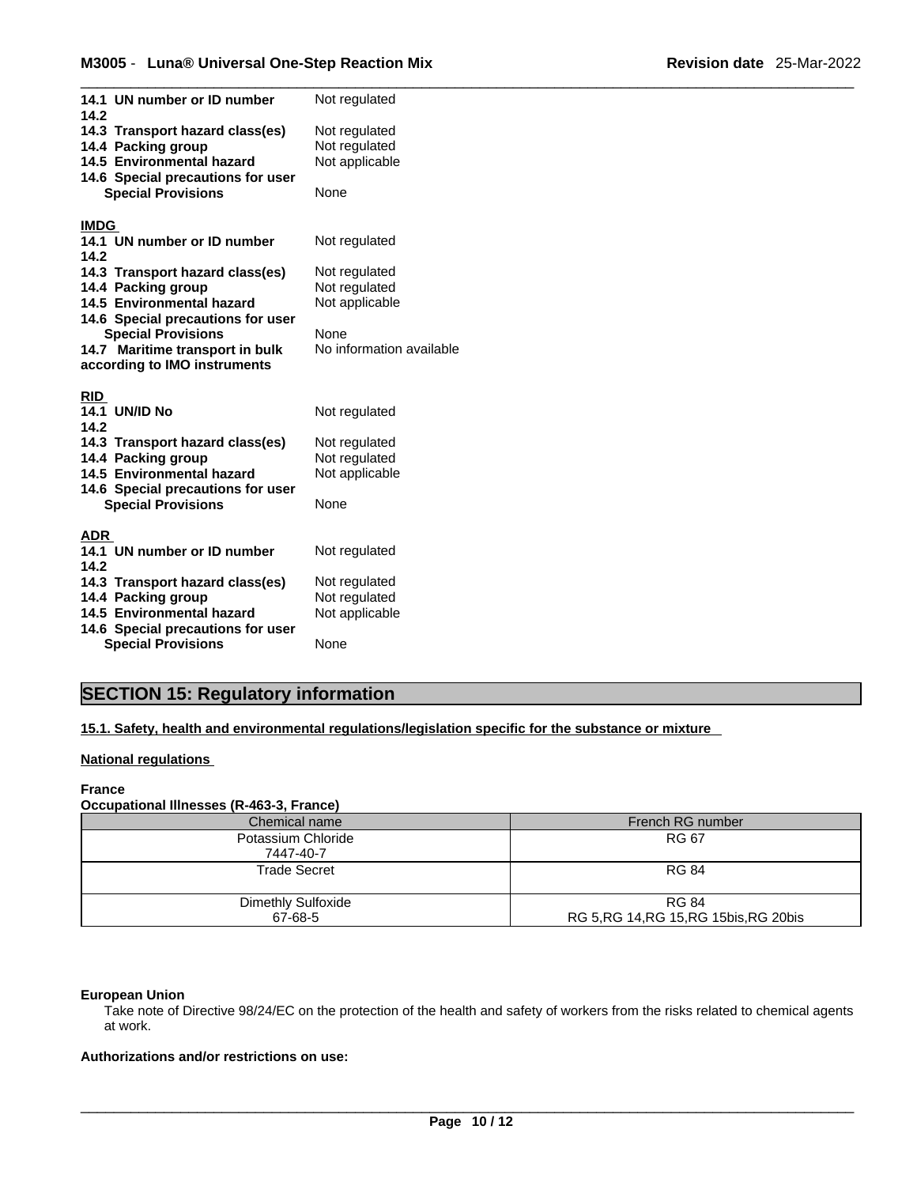| | |
|---|---|
| **14.1 UN number or ID number** | Not regulated |
| **14.2** | |
| **14.3 Transport hazard class(es)** | Not regulated |
| **14.4 Packing group** | Not regulated |
| **14.5 Environmental hazard** | Not applicable |
| **14.6 Special precautions for user** | |
| **Special Provisions** | None |

**IMDG**

| | |
|---|---|
| **14.1 UN number or ID number** | Not regulated |
| **14.2** | |
| **14.3 Transport hazard class(es)** | Not regulated |
| **14.4 Packing group** | Not regulated |
| **14.5 Environmental hazard** | Not applicable |
| **14.6 Special precautions for user** | |
| **Special Provisions** | None |
| **14.7 Maritime transport in bulk according to IMO instruments** | No information available |

**RID**

| | |
|---|---|
| **14.1 UN/ID No** | Not regulated |
| **14.2** | |
| **14.3 Transport hazard class(es)** | Not regulated |
| **14.4 Packing group** | Not regulated |
| **14.5 Environmental hazard** | Not applicable |
| **14.6 Special precautions for user** | |
| **Special Provisions** | None |

**ADR**

| | |
|---|---|
| **14.1 UN number or ID number** | Not regulated |
| **14.2** | |
| **14.3 Transport hazard class(es)** | Not regulated |
| **14.4 Packing group** | Not regulated |
| **14.5 Environmental hazard** | Not applicable |
| **14.6 Special precautions for user** | |
| **Special Provisions** | None |

## SECTION 15: Regulatory information

**15.1. Safety, health and environmental regulations/legislation specific for the substance or mixture**

**National regulations**

**France**

**Occupational Illnesses (R-463-3, France)**

| Chemical name | French RG number |
|---|---|
| Potassium Chloride 7447-40-7 | RG 67 |
| Trade Secret | RG 84 |
| Dimethly Sulfoxide 67-68-5 | RG 84 RG 5,RG 14,RG 15,RG 15bis,RG 20bis |

**European Union**

Take note of Directive 98/24/EC on the protection of the health and safety of workers from the risks related to chemical agents at work.

**Authorizations and/or restrictions on use:**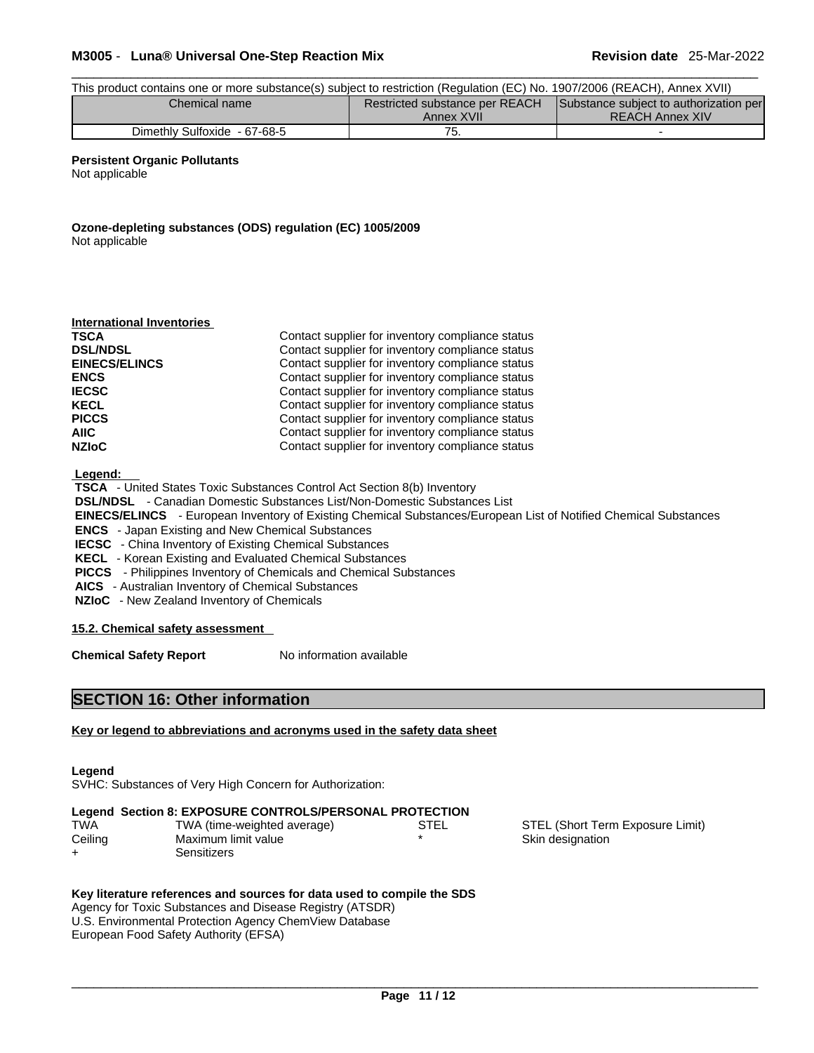This product contains one or more substance(s) subject to restriction (Regulation (EC) No. 1907/2006 (REACH), Annex XVII)

| Chemical name | Restricted substance per REACH Annex XVII | Substance subject to authorization per REACH Annex XIV |
|---|---|---|
| Dimethly Sulfoxide - 67-68-5 | 75. | - |

**Persistent Organic Pollutants**
Not applicable

**Ozone-depleting substances (ODS) regulation (EC) 1005/2009**
Not applicable

**International Inventories**

| | |
|---|---|
| **TSCA** | Contact supplier for inventory compliance status |
| **DSL/NDSL** | Contact supplier for inventory compliance status |
| **EINECS/ELINCS** | Contact supplier for inventory compliance status |
| **ENCS** | Contact supplier for inventory compliance status |
| **IECSC** | Contact supplier for inventory compliance status |
| **KECL** | Contact supplier for inventory compliance status |
| **PICCS** | Contact supplier for inventory compliance status |
| **AIIC** | Contact supplier for inventory compliance status |
| **NZIoC** | Contact supplier for inventory compliance status |

**Legend:**
**TSCA** - United States Toxic Substances Control Act Section 8(b) Inventory
**DSL/NDSL** - Canadian Domestic Substances List/Non-Domestic Substances List
**EINECS/ELINCS** - European Inventory of Existing Chemical Substances/European List of Notified Chemical Substances
**ENCS** - Japan Existing and New Chemical Substances
**IECSC** - China Inventory of Existing Chemical Substances
**KECL** - Korean Existing and Evaluated Chemical Substances
**PICCS** - Philippines Inventory of Chemicals and Chemical Substances
**AICS** - Australian Inventory of Chemical Substances
**NZIoC** - New Zealand Inventory of Chemicals

**15.2. Chemical safety assessment**

**Chemical Safety Report** No information available

## SECTION 16: Other information

**Key or legend to abbreviations and acronyms used in the safety data sheet**

**Legend**
SVHC: Substances of Very High Concern for Authorization:

**Legend Section 8: EXPOSURE CONTROLS/PERSONAL PROTECTION**

| | | | |
|---|---|---|---|
| TWA | TWA (time-weighted average) | STEL | STEL (Short Term Exposure Limit) |
| Ceiling | Maximum limit value | * | Skin designation |
| + | Sensitizers | | |

**Key literature references and sources for data used to compile the SDS**
Agency for Toxic Substances and Disease Registry (ATSDR)
U.S. Environmental Protection Agency ChemView Database
European Food Safety Authority (EFSA)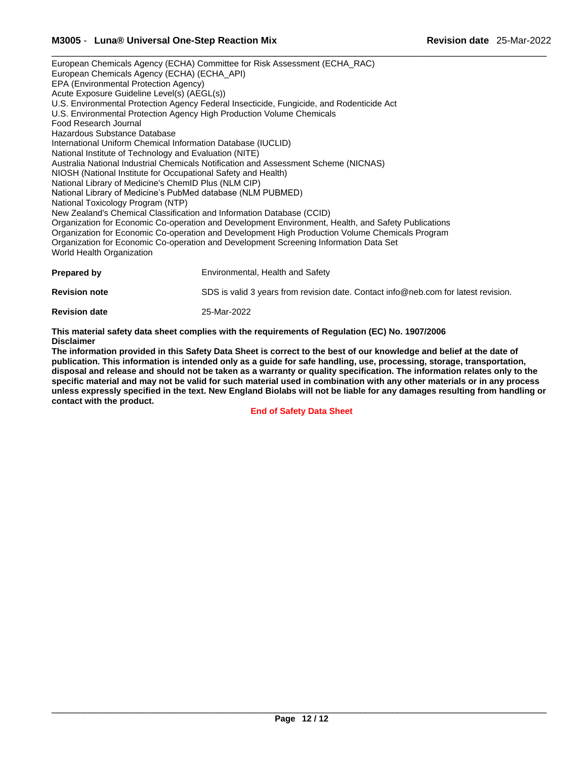European Chemicals Agency (ECHA) Committee for Risk Assessment (ECHA_RAC)
European Chemicals Agency (ECHA) (ECHA_API)
EPA (Environmental Protection Agency)
Acute Exposure Guideline Level(s) (AEGL(s))
U.S. Environmental Protection Agency Federal Insecticide, Fungicide, and Rodenticide Act
U.S. Environmental Protection Agency High Production Volume Chemicals
Food Research Journal
Hazardous Substance Database
International Uniform Chemical Information Database (IUCLID)
National Institute of Technology and Evaluation (NITE)
Australia National Industrial Chemicals Notification and Assessment Scheme (NICNAS)
NIOSH (National Institute for Occupational Safety and Health)
National Library of Medicine's ChemID Plus (NLM CIP)
National Library of Medicine's PubMed database (NLM PUBMED)
National Toxicology Program (NTP)
New Zealand's Chemical Classification and Information Database (CCID)
Organization for Economic Co-operation and Development Environment, Health, and Safety Publications
Organization for Economic Co-operation and Development High Production Volume Chemicals Program
Organization for Economic Co-operation and Development Screening Information Data Set
World Health Organization

| | |
|---|---|
| **Prepared by** | Environmental, Health and Safety |
| **Revision note** | SDS is valid 3 years from revision date. Contact info@neb.com for latest revision. |
| **Revision date** | 25-Mar-2022 |

**This material safety data sheet complies with the requirements of Regulation (EC) No. 1907/2006**
**Disclaimer**
**The information provided in this Safety Data Sheet is correct to the best of our knowledge and belief at the date of publication. This information is intended only as a guide for safe handling, use, processing, storage, transportation, disposal and release and should not be taken as a warranty or quality specification. The information relates only to the specific material and may not be valid for such material used in combination with any other materials or in any process unless expressly specified in the text. New England Biolabs will not be liable for any damages resulting from handling or contact with the product.**

**End of Safety Data Sheet**